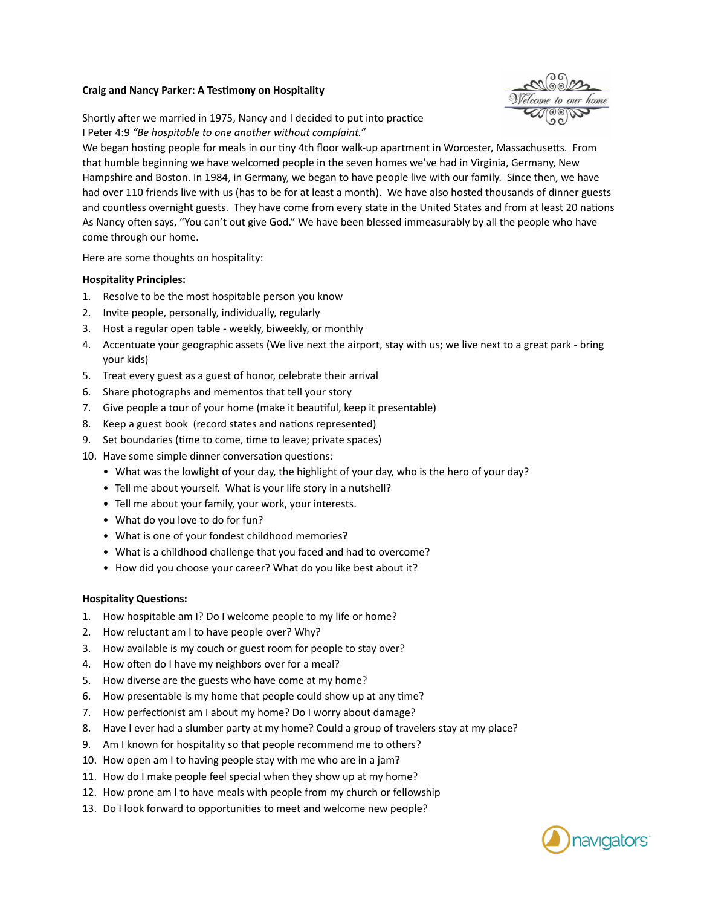**Craig and Nancy Parker: A Testimony on Hospitality**

Shortly after we married in 1975, Nancy and I decided to put into practice
I Peter 4:9 *"Be hospitable to one another without complaint."*
We began hosting people for meals in our tiny 4th floor walk-up apartment in Worcester, Massachusetts. From that humble beginning we have welcomed people in the seven homes we've had in Virginia, Germany, New Hampshire and Boston. In 1984, in Germany, we began to have people live with our family. Since then, we have had over 110 friends live with us (has to be for at least a month). We have also hosted thousands of dinner guests and countless overnight guests. They have come from every state in the United States and from at least 20 nations As Nancy often says, "You can't out give God." We have been blessed immeasurably by all the people who have come through our home.

Here are some thoughts on hospitality:

**Hospitality Principles:**

1. Resolve to be the most hospitable person you know
2. Invite people, personally, individually, regularly
3. Host a regular open table - weekly, biweekly, or monthly
4. Accentuate your geographic assets (We live next the airport, stay with us; we live next to a great park - bring your kids)
5. Treat every guest as a guest of honor, celebrate their arrival
6. Share photographs and mementos that tell your story
7. Give people a tour of your home (make it beautiful, keep it presentable)
8. Keep a guest book (record states and nations represented)
9. Set boundaries (time to come, time to leave; private spaces)
10. Have some simple dinner conversation questions:
    - What was the lowlight of your day, the highlight of your day, who is the hero of your day?
    - Tell me about yourself. What is your life story in a nutshell?
    - Tell me about your family, your work, your interests.
    - What do you love to do for fun?
    - What is one of your fondest childhood memories?
    - What is a childhood challenge that you faced and had to overcome?
    - How did you choose your career? What do you like best about it?

**Hospitality Questions:**

1. How hospitable am I? Do I welcome people to my life or home?
2. How reluctant am I to have people over? Why?
3. How available is my couch or guest room for people to stay over?
4. How often do I have my neighbors over for a meal?
5. How diverse are the guests who have come at my home?
6. How presentable is my home that people could show up at any time?
7. How perfectionist am I about my home? Do I worry about damage?
8. Have I ever had a slumber party at my home? Could a group of travelers stay at my place?
9. Am I known for hospitality so that people recommend me to others?
10. How open am I to having people stay with me who are in a jam?
11. How do I make people feel special when they show up at my home?
12. How prone am I to have meals with people from my church or fellowship
13. Do I look forward to opportunities to meet and welcome new people?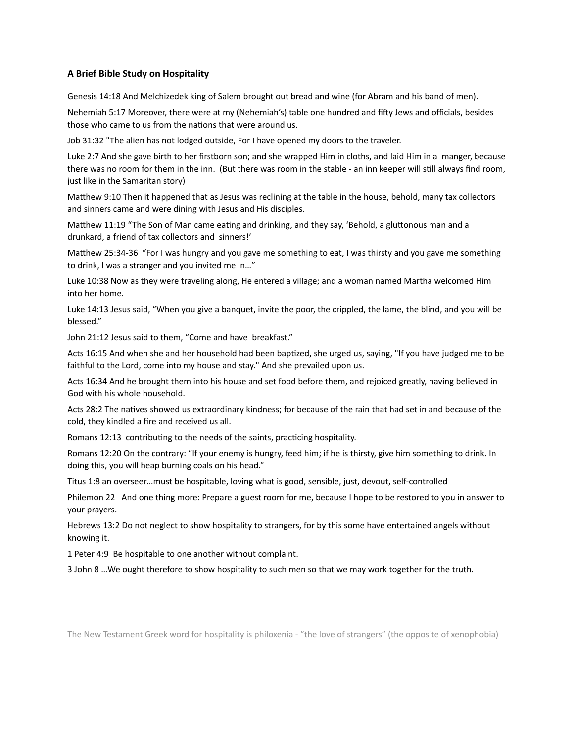**A Brief Bible Study on Hospitality**

Genesis 14:18 And Melchizedek king of Salem brought out bread and wine (for Abram and his band of men).

Nehemiah 5:17 Moreover, there were at my (Nehemiah's) table one hundred and fifty Jews and officials, besides those who came to us from the nations that were around us.

Job 31:32 "The alien has not lodged outside, For I have opened my doors to the traveler.

Luke 2:7 And she gave birth to her firstborn son; and she wrapped Him in cloths, and laid Him in a manger, because there was no room for them in the inn. (But there was room in the stable - an inn keeper will still always find room, just like in the Samaritan story)

Matthew 9:10 Then it happened that as Jesus was reclining at the table in the house, behold, many tax collectors and sinners came and were dining with Jesus and His disciples.

Matthew 11:19 "The Son of Man came eating and drinking, and they say, 'Behold, a gluttonous man and a drunkard, a friend of tax collectors and sinners!'

Matthew 25:34-36 "For I was hungry and you gave me something to eat, I was thirsty and you gave me something to drink, I was a stranger and you invited me in…"

Luke 10:38 Now as they were traveling along, He entered a village; and a woman named Martha welcomed Him into her home.

Luke 14:13 Jesus said, "When you give a banquet, invite the poor, the crippled, the lame, the blind, and you will be blessed."

John 21:12 Jesus said to them, "Come and have breakfast."

Acts 16:15 And when she and her household had been baptized, she urged us, saying, "If you have judged me to be faithful to the Lord, come into my house and stay." And she prevailed upon us.

Acts 16:34 And he brought them into his house and set food before them, and rejoiced greatly, having believed in God with his whole household.

Acts 28:2 The natives showed us extraordinary kindness; for because of the rain that had set in and because of the cold, they kindled a fire and received us all.

Romans 12:13 contributing to the needs of the saints, practicing hospitality.

Romans 12:20 On the contrary: "If your enemy is hungry, feed him; if he is thirsty, give him something to drink. In doing this, you will heap burning coals on his head."

Titus 1:8 an overseer…must be hospitable, loving what is good, sensible, just, devout, self-controlled

Philemon 22 And one thing more: Prepare a guest room for me, because I hope to be restored to you in answer to your prayers.

Hebrews 13:2 Do not neglect to show hospitality to strangers, for by this some have entertained angels without knowing it.

1 Peter 4:9 Be hospitable to one another without complaint.

3 John 8 …We ought therefore to show hospitality to such men so that we may work together for the truth.

The New Testament Greek word for hospitality is philoxenia - "the love of strangers" (the opposite of xenophobia)